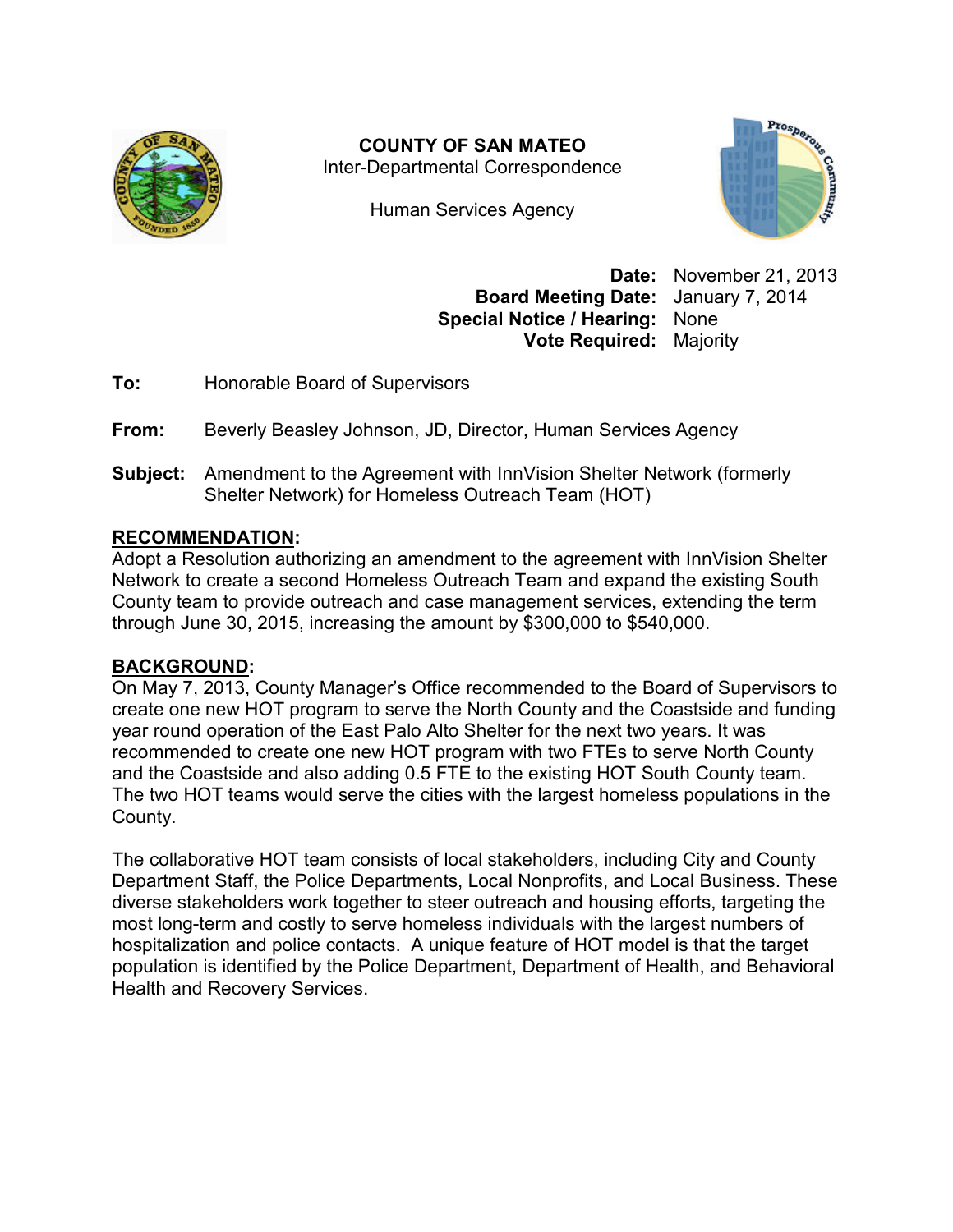**COUNTY OF SAN MATEO**
Inter-Departmental Correspondence

Human Services Agency

**Date:** November 21, 2013
**Board Meeting Date:** January 7, 2014
**Special Notice / Hearing:** None
**Vote Required:** Majority

**To:** Honorable Board of Supervisors

**From:** Beverly Beasley Johnson, JD, Director, Human Services Agency

**Subject:** Amendment to the Agreement with InnVision Shelter Network (formerly Shelter Network) for Homeless Outreach Team (HOT)

## RECOMMENDATION:

Adopt a Resolution authorizing an amendment to the agreement with InnVision Shelter Network to create a second Homeless Outreach Team and expand the existing South County team to provide outreach and case management services, extending the term through June 30, 2015, increasing the amount by $300,000 to $540,000.

## BACKGROUND:

On May 7, 2013, County Manager's Office recommended to the Board of Supervisors to create one new HOT program to serve the North County and the Coastside and funding year round operation of the East Palo Alto Shelter for the next two years. It was recommended to create one new HOT program with two FTEs to serve North County and the Coastside and also adding 0.5 FTE to the existing HOT South County team. The two HOT teams would serve the cities with the largest homeless populations in the County.

The collaborative HOT team consists of local stakeholders, including City and County Department Staff, the Police Departments, Local Nonprofits, and Local Business. These diverse stakeholders work together to steer outreach and housing efforts, targeting the most long-term and costly to serve homeless individuals with the largest numbers of hospitalization and police contacts. A unique feature of HOT model is that the target population is identified by the Police Department, Department of Health, and Behavioral Health and Recovery Services.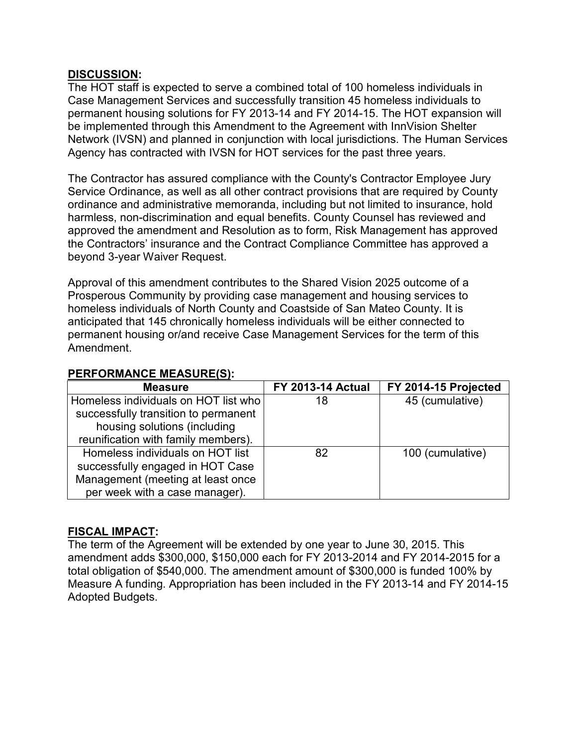**DISCUSSION:**

The HOT staff is expected to serve a combined total of 100 homeless individuals in Case Management Services and successfully transition 45 homeless individuals to permanent housing solutions for FY 2013-14 and FY 2014-15. The HOT expansion will be implemented through this Amendment to the Agreement with InnVision Shelter Network (IVSN) and planned in conjunction with local jurisdictions. The Human Services Agency has contracted with IVSN for HOT services for the past three years.

The Contractor has assured compliance with the County's Contractor Employee Jury Service Ordinance, as well as all other contract provisions that are required by County ordinance and administrative memoranda, including but not limited to insurance, hold harmless, non-discrimination and equal benefits. County Counsel has reviewed and approved the amendment and Resolution as to form, Risk Management has approved the Contractors' insurance and the Contract Compliance Committee has approved a beyond 3-year Waiver Request.

Approval of this amendment contributes to the Shared Vision 2025 outcome of a Prosperous Community by providing case management and housing services to homeless individuals of North County and Coastside of San Mateo County. It is anticipated that 145 chronically homeless individuals will be either connected to permanent housing or/and receive Case Management Services for the term of this Amendment.

**PERFORMANCE MEASURE(S):**

| Measure | FY 2013-14 Actual | FY 2014-15 Projected |
|---|---|---|
| Homeless individuals on HOT list who successfully transition to permanent housing solutions (including reunification with family members). | 18 | 45 (cumulative) |
| Homeless individuals on HOT list successfully engaged in HOT Case Management (meeting at least once per week with a case manager). | 82 | 100 (cumulative) |

**FISCAL IMPACT:**

The term of the Agreement will be extended by one year to June 30, 2015. This amendment adds $300,000, $150,000 each for FY 2013-2014 and FY 2014-2015 for a total obligation of $540,000. The amendment amount of $300,000 is funded 100% by Measure A funding. Appropriation has been included in the FY 2013-14 and FY 2014-15 Adopted Budgets.